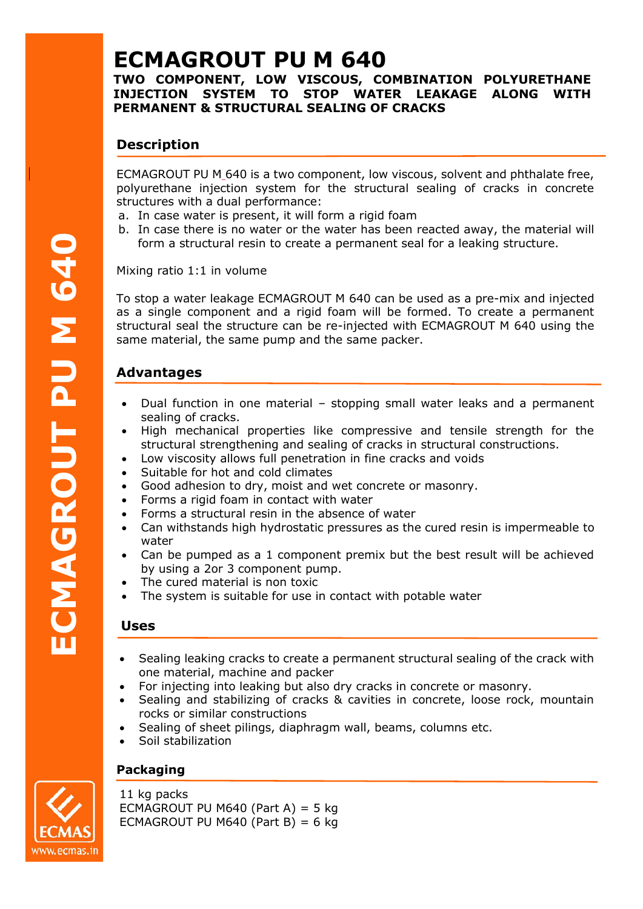# ECMAGROUT PU M 640

**TWO COMPONENT, LOW VISCOUS, COMBINATION POLYURETHANE INJECTION SYSTEM TO STOP WATER LEAKAGE ALONG WITH PERMANENT & STRUCTURAL SEALING OF CRACKS**

## Description

ECMAGROUT PU M 640 is a two component, low viscous, solvent and phthalate free, polyurethane injection system for the structural sealing of cracks in concrete structures with a dual performance:

a. In case water is present, it will form a rigid foam
b. In case there is no water or the water has been reacted away, the material will form a structural resin to create a permanent seal for a leaking structure.

Mixing ratio 1:1 in volume

To stop a water leakage ECMAGROUT M 640 can be used as a pre-mix and injected as a single component and a rigid foam will be formed. To create a permanent structural seal the structure can be re-injected with ECMAGROUT M 640 using the same material, the same pump and the same packer.

## Advantages

- Dual function in one material – stopping small water leaks and a permanent sealing of cracks.
- High mechanical properties like compressive and tensile strength for the structural strengthening and sealing of cracks in structural constructions.
- Low viscosity allows full penetration in fine cracks and voids
- Suitable for hot and cold climates
- Good adhesion to dry, moist and wet concrete or masonry.
- Forms a rigid foam in contact with water
- Forms a structural resin in the absence of water
- Can withstands high hydrostatic pressures as the cured resin is impermeable to water
- Can be pumped as a 1 component premix but the best result will be achieved by using a 2or 3 component pump.
- The cured material is non toxic
- The system is suitable for use in contact with potable water

## Uses

- Sealing leaking cracks to create a permanent structural sealing of the crack with one material, machine and packer
- For injecting into leaking but also dry cracks in concrete or masonry.
- Sealing and stabilizing of cracks & cavities in concrete, loose rock, mountain rocks or similar constructions
- Sealing of sheet pilings, diaphragm wall, beams, columns etc.
- Soil stabilization

## Packaging

11 kg packs
ECMAGROUT PU M640 (Part A) = 5 kg
ECMAGROUT PU M640 (Part B) = 6 kg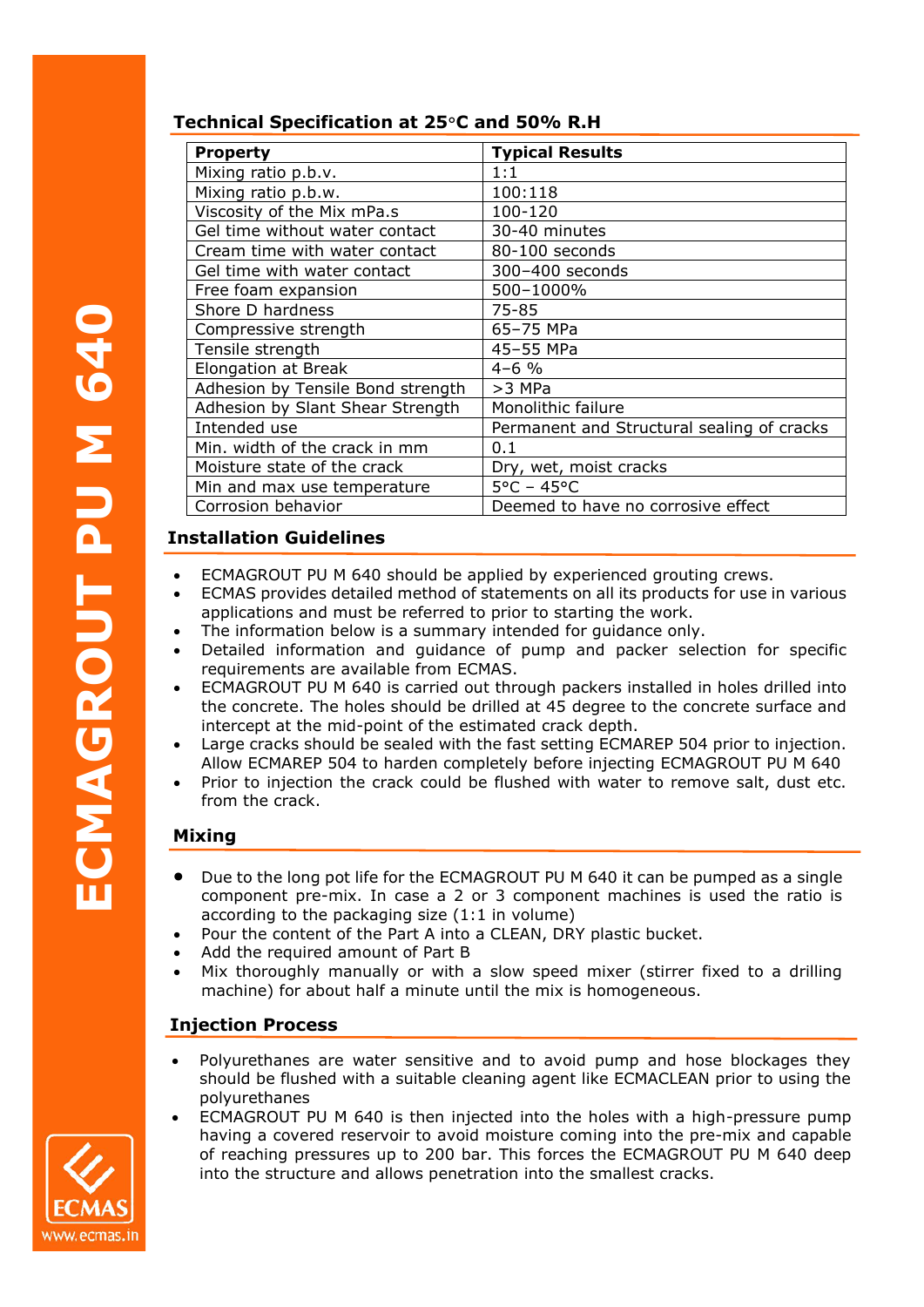## Technical Specification at 25°C and 50% R.H

| Property | Typical Results |
|---|---|
| Mixing ratio p.b.v. | 1:1 |
| Mixing ratio p.b.w. | 100:118 |
| Viscosity of the Mix mPa.s | 100-120 |
| Gel time without water contact | 30-40 minutes |
| Cream time with water contact | 80-100 seconds |
| Gel time with water contact | 300–400 seconds |
| Free foam expansion | 500–1000% |
| Shore D hardness | 75-85 |
| Compressive strength | 65–75 MPa |
| Tensile strength | 45–55 MPa |
| Elongation at Break | 4–6 % |
| Adhesion by Tensile Bond strength | >3 MPa |
| Adhesion by Slant Shear Strength | Monolithic failure |
| Intended use | Permanent and Structural sealing of cracks |
| Min. width of the crack in mm | 0.1 |
| Moisture state of the crack | Dry, wet, moist cracks |
| Min and max use temperature | 5°C – 45°C |
| Corrosion behavior | Deemed to have no corrosive effect |

## Installation Guidelines

- ECMAGROUT PU M 640 should be applied by experienced grouting crews.
- ECMAS provides detailed method of statements on all its products for use in various applications and must be referred to prior to starting the work.
- The information below is a summary intended for guidance only.
- Detailed information and guidance of pump and packer selection for specific requirements are available from ECMAS.
- ECMAGROUT PU M 640 is carried out through packers installed in holes drilled into the concrete. The holes should be drilled at 45 degree to the concrete surface and intercept at the mid-point of the estimated crack depth.
- Large cracks should be sealed with the fast setting ECMAREP 504 prior to injection. Allow ECMAREP 504 to harden completely before injecting ECMAGROUT PU M 640
- Prior to injection the crack could be flushed with water to remove salt, dust etc. from the crack.

## Mixing

- Due to the long pot life for the ECMAGROUT PU M 640 it can be pumped as a single component pre-mix. In case a 2 or 3 component machines is used the ratio is according to the packaging size (1:1 in volume)
- Pour the content of the Part A into a CLEAN, DRY plastic bucket.
- Add the required amount of Part B
- Mix thoroughly manually or with a slow speed mixer (stirrer fixed to a drilling machine) for about half a minute until the mix is homogeneous.

## Injection Process

- Polyurethanes are water sensitive and to avoid pump and hose blockages they should be flushed with a suitable cleaning agent like ECMACLEAN prior to using the polyurethanes
- ECMAGROUT PU M 640 is then injected into the holes with a high-pressure pump having a covered reservoir to avoid moisture coming into the pre-mix and capable of reaching pressures up to 200 bar. This forces the ECMAGROUT PU M 640 deep into the structure and allows penetration into the smallest cracks.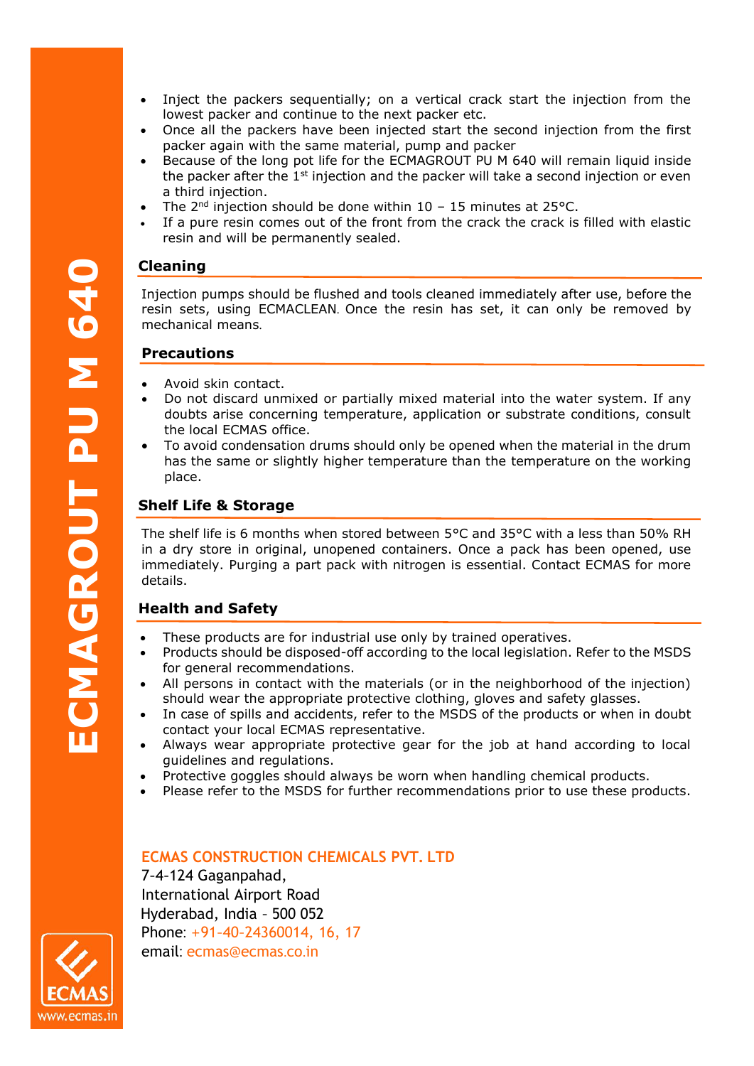- Inject the packers sequentially; on a vertical crack start the injection from the lowest packer and continue to the next packer etc.
- Once all the packers have been injected start the second injection from the first packer again with the same material, pump and packer
- Because of the long pot life for the ECMAGROUT PU M 640 will remain liquid inside the packer after the 1st injection and the packer will take a second injection or even a third injection.
- The 2nd injection should be done within 10 – 15 minutes at 25°C.
- If a pure resin comes out of the front from the crack the crack is filled with elastic resin and will be permanently sealed.

## Cleaning

Injection pumps should be flushed and tools cleaned immediately after use, before the resin sets, using ECMACLEAN. Once the resin has set, it can only be removed by mechanical means.

## Precautions

- Avoid skin contact.
- Do not discard unmixed or partially mixed material into the water system. If any doubts arise concerning temperature, application or substrate conditions, consult the local ECMAS office.
- To avoid condensation drums should only be opened when the material in the drum has the same or slightly higher temperature than the temperature on the working place.

## Shelf Life & Storage

The shelf life is 6 months when stored between 5°C and 35°C with a less than 50% RH in a dry store in original, unopened containers. Once a pack has been opened, use immediately. Purging a part pack with nitrogen is essential. Contact ECMAS for more details.

## Health and Safety

- These products are for industrial use only by trained operatives.
- Products should be disposed-off according to the local legislation. Refer to the MSDS for general recommendations.
- All persons in contact with the materials (or in the neighborhood of the injection) should wear the appropriate protective clothing, gloves and safety glasses.
- In case of spills and accidents, refer to the MSDS of the products or when in doubt contact your local ECMAS representative.
- Always wear appropriate protective gear for the job at hand according to local guidelines and regulations.
- Protective goggles should always be worn when handling chemical products.
- Please refer to the MSDS for further recommendations prior to use these products.

**ECMAS CONSTRUCTION CHEMICALS PVT. LTD**
7-4-124 Gaganpahad,
International Airport Road
Hyderabad, India - 500 052
Phone: +91-40-24360014, 16, 17
email: ecmas@ecmas.co.in

ECMAGROUT PU M 640

ECMAS
www.ecmas.in